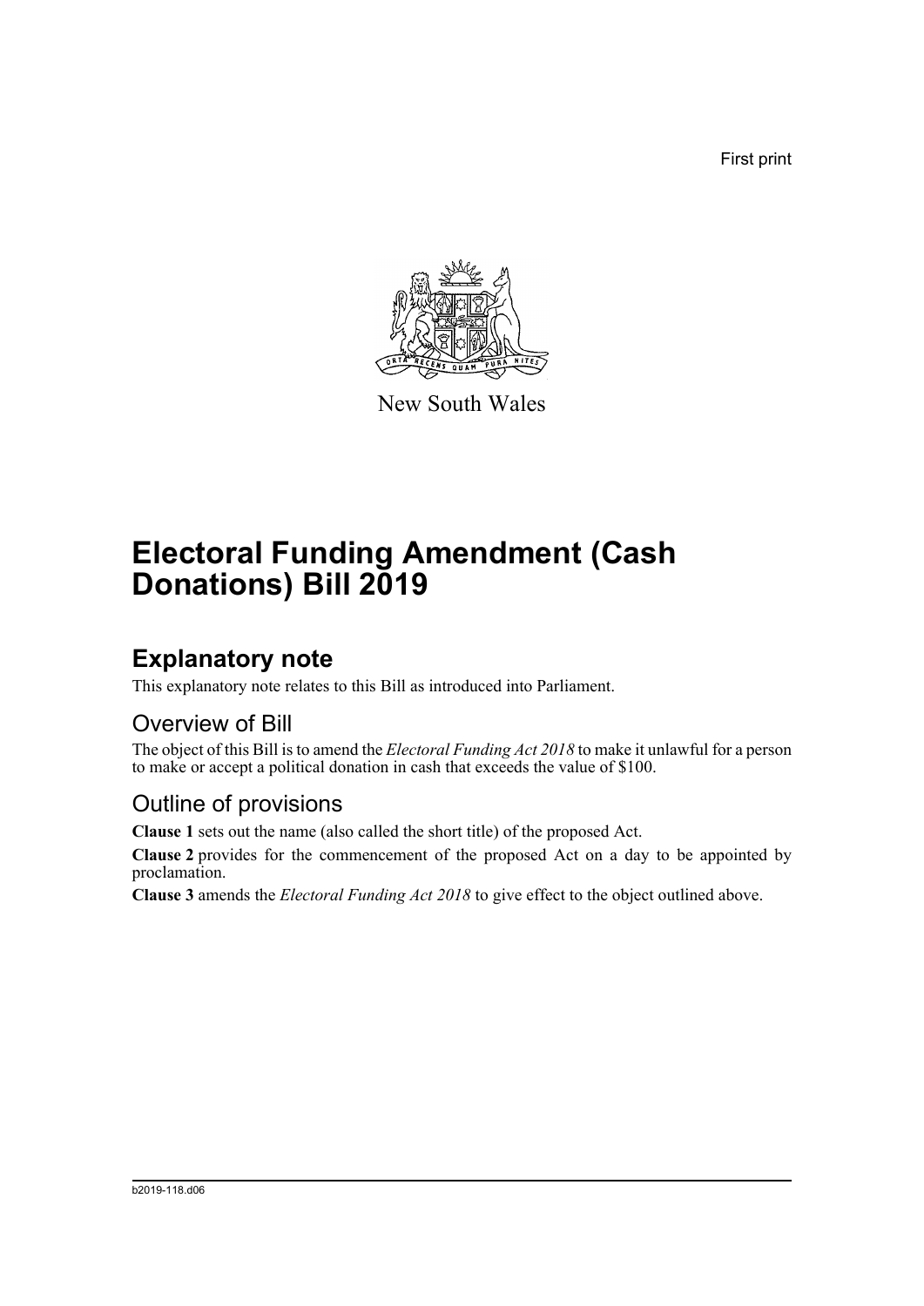First print

New South Wales

# Electoral Funding Amendment (Cash Donations) Bill 2019

## Explanatory note

This explanatory note relates to this Bill as introduced into Parliament.

### Overview of Bill

The object of this Bill is to amend the *Electoral Funding Act 2018* to make it unlawful for a person to make or accept a political donation in cash that exceeds the value of $100.

### Outline of provisions

**Clause 1** sets out the name (also called the short title) of the proposed Act.

**Clause 2** provides for the commencement of the proposed Act on a day to be appointed by proclamation.

**Clause 3** amends the *Electoral Funding Act 2018* to give effect to the object outlined above.

b2019-118.d06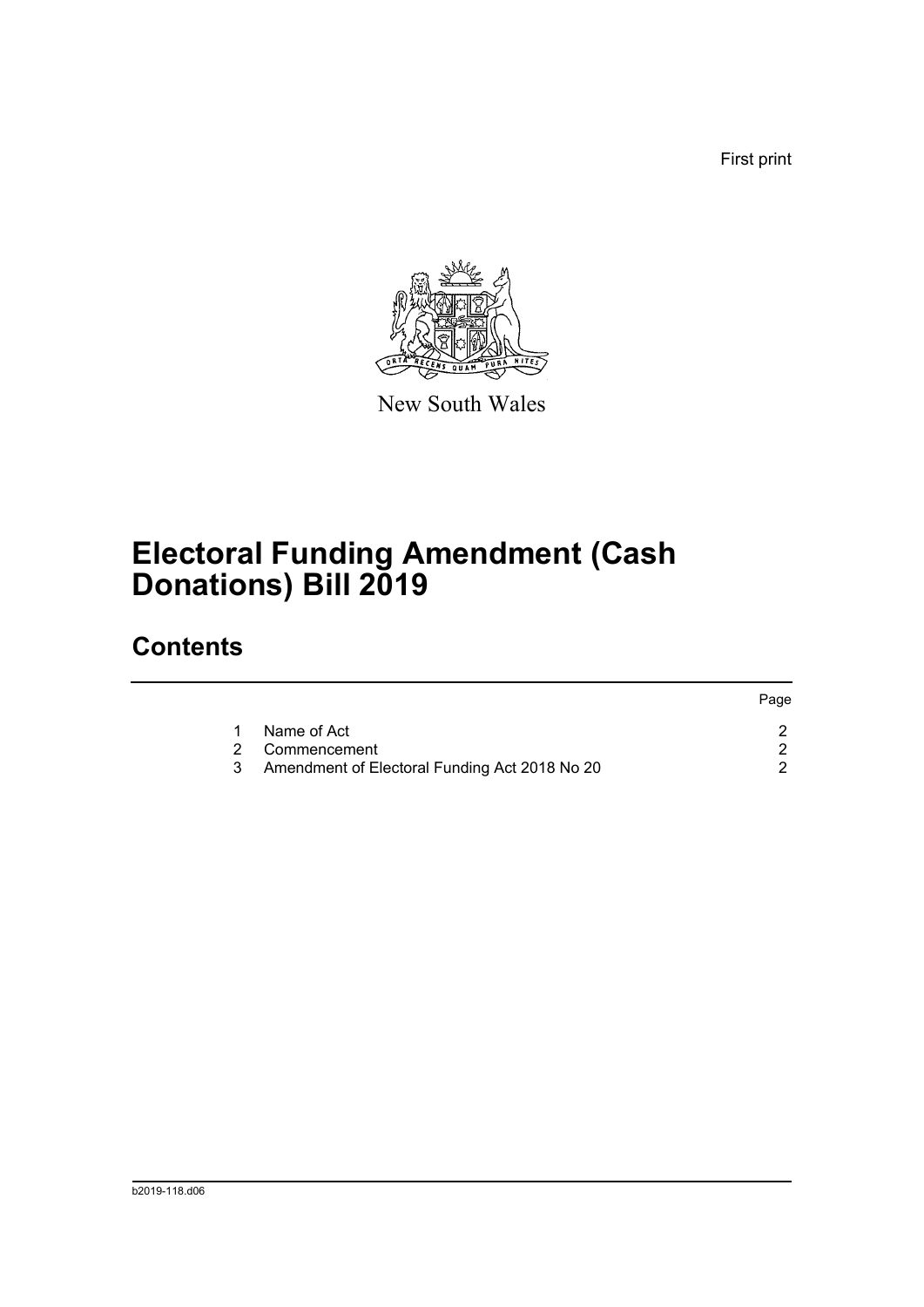First print

New South Wales

# Electoral Funding Amendment (Cash Donations) Bill 2019

## Contents

| | | Page |
|---|---|---|
| 1 | Name of Act | 2 |
| 2 | Commencement | 2 |
| 3 | Amendment of Electoral Funding Act 2018 No 20 | 2 |

b2019-118.d06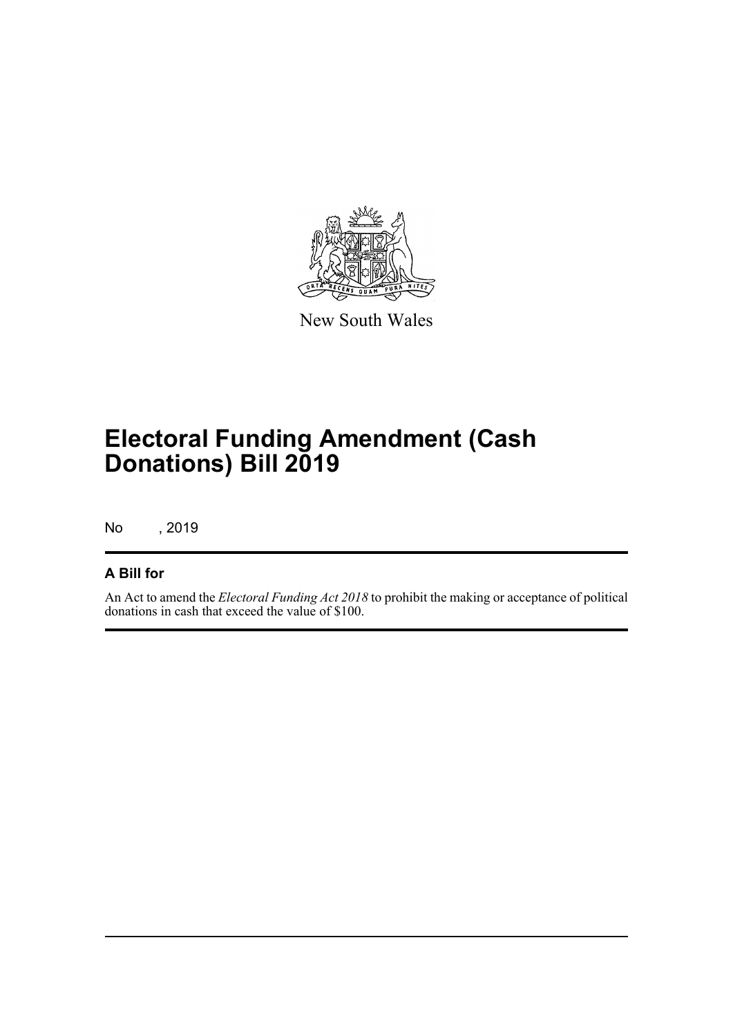New South Wales

# Electoral Funding Amendment (Cash Donations) Bill 2019

No , 2019

## A Bill for

An Act to amend the *Electoral Funding Act 2018* to prohibit the making or acceptance of political donations in cash that exceed the value of $100.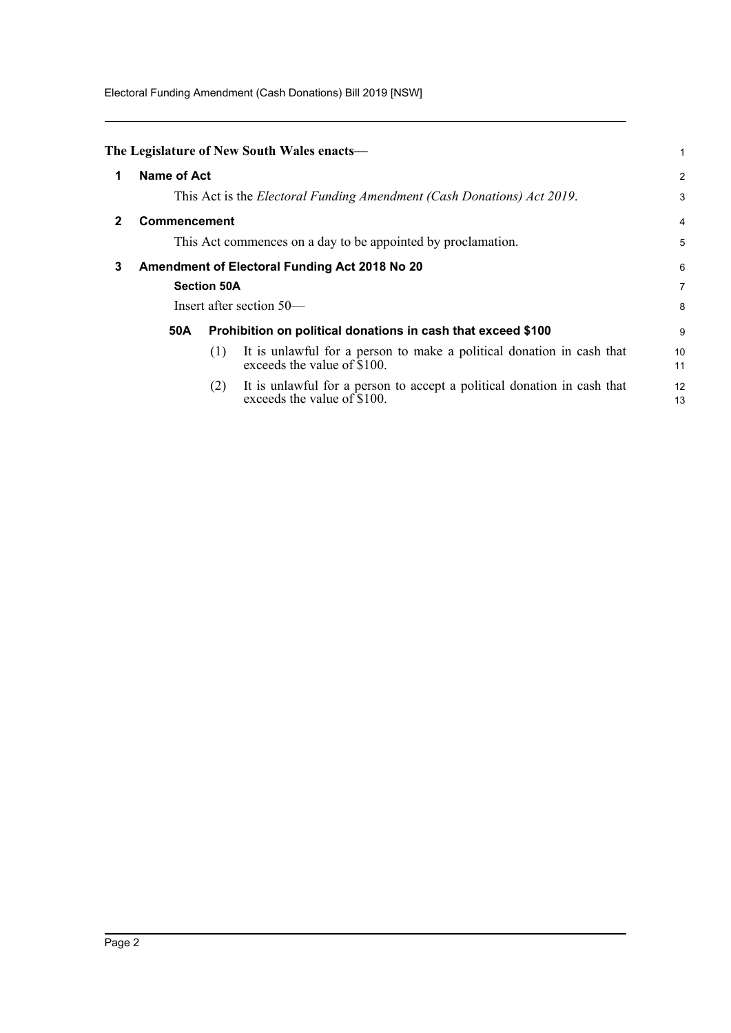**The Legislature of New South Wales enacts—**

**1 Name of Act**

This Act is the *Electoral Funding Amendment (Cash Donations) Act 2019*.

**2 Commencement**

This Act commences on a day to be appointed by proclamation.

**3 Amendment of Electoral Funding Act 2018 No 20**

**Section 50A**

Insert after section 50—

**50A Prohibition on political donations in cash that exceed $100**

(1) It is unlawful for a person to make a political donation in cash that exceeds the value of $100.

(2) It is unlawful for a person to accept a political donation in cash that exceeds the value of $100.